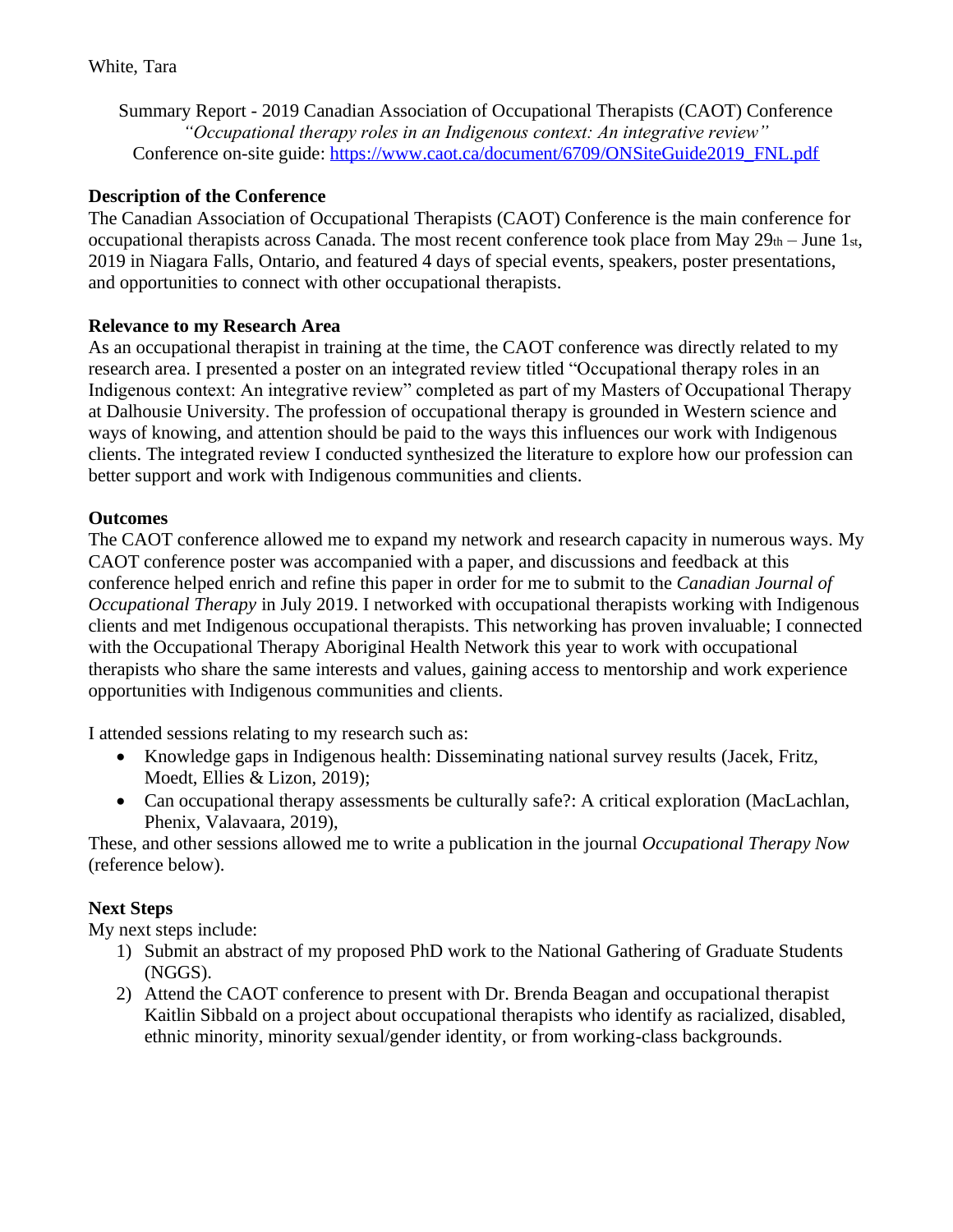White, Tara

Summary Report - 2019 Canadian Association of Occupational Therapists (CAOT) Conference
*"Occupational therapy roles in an Indigenous context: An integrative review"*
Conference on-site guide: https://www.caot.ca/document/6709/ONSiteGuide2019_FNL.pdf

**Description of the Conference**

The Canadian Association of Occupational Therapists (CAOT) Conference is the main conference for occupational therapists across Canada. The most recent conference took place from May 29th – June 1st, 2019 in Niagara Falls, Ontario, and featured 4 days of special events, speakers, poster presentations, and opportunities to connect with other occupational therapists.

**Relevance to my Research Area**

As an occupational therapist in training at the time, the CAOT conference was directly related to my research area. I presented a poster on an integrated review titled "Occupational therapy roles in an Indigenous context: An integrative review" completed as part of my Masters of Occupational Therapy at Dalhousie University. The profession of occupational therapy is grounded in Western science and ways of knowing, and attention should be paid to the ways this influences our work with Indigenous clients. The integrated review I conducted synthesized the literature to explore how our profession can better support and work with Indigenous communities and clients.

**Outcomes**

The CAOT conference allowed me to expand my network and research capacity in numerous ways. My CAOT conference poster was accompanied with a paper, and discussions and feedback at this conference helped enrich and refine this paper in order for me to submit to the *Canadian Journal of Occupational Therapy* in July 2019. I networked with occupational therapists working with Indigenous clients and met Indigenous occupational therapists. This networking has proven invaluable; I connected with the Occupational Therapy Aboriginal Health Network this year to work with occupational therapists who share the same interests and values, gaining access to mentorship and work experience opportunities with Indigenous communities and clients.

I attended sessions relating to my research such as:

- Knowledge gaps in Indigenous health: Disseminating national survey results (Jacek, Fritz, Moedt, Ellies & Lizon, 2019);
- Can occupational therapy assessments be culturally safe?: A critical exploration (MacLachlan, Phenix, Valavaara, 2019),

These, and other sessions allowed me to write a publication in the journal *Occupational Therapy Now* (reference below).

**Next Steps**

My next steps include:

1) Submit an abstract of my proposed PhD work to the National Gathering of Graduate Students (NGGS).
2) Attend the CAOT conference to present with Dr. Brenda Beagan and occupational therapist Kaitlin Sibbald on a project about occupational therapists who identify as racialized, disabled, ethnic minority, minority sexual/gender identity, or from working-class backgrounds.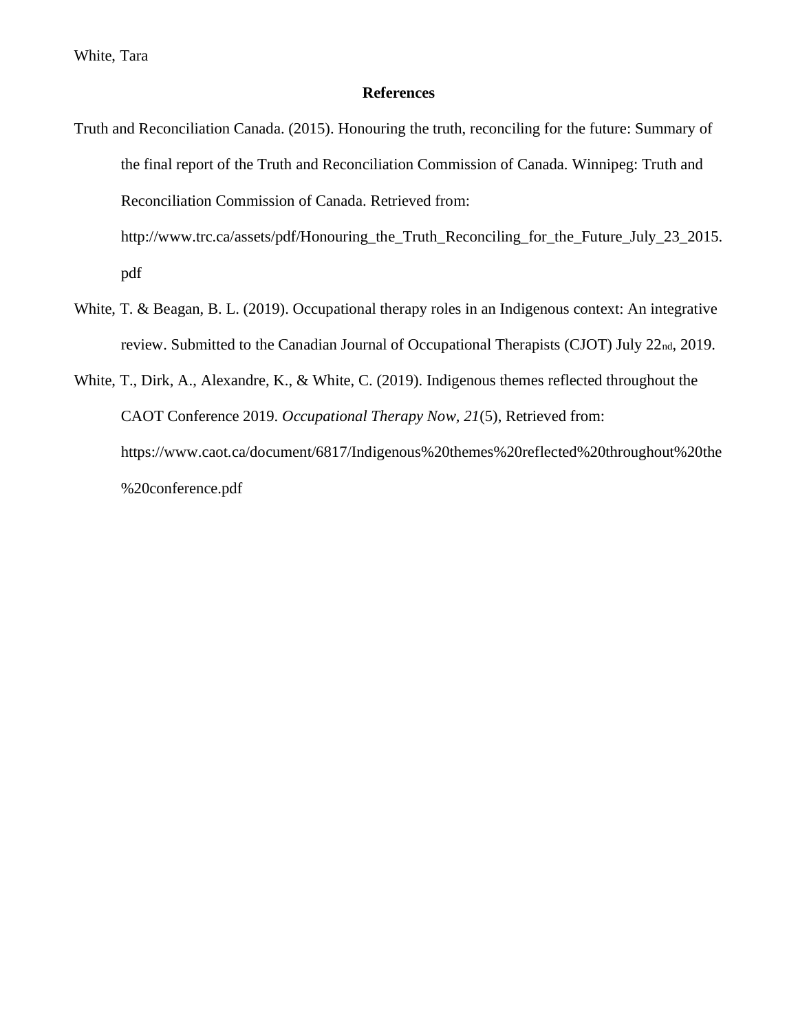## References

Truth and Reconciliation Canada. (2015). Honouring the truth, reconciling for the future: Summary of the final report of the Truth and Reconciliation Commission of Canada. Winnipeg: Truth and Reconciliation Commission of Canada. Retrieved from: http://www.trc.ca/assets/pdf/Honouring_the_Truth_Reconciling_for_the_Future_July_23_2015.pdf

White, T. & Beagan, B. L. (2019). Occupational therapy roles in an Indigenous context: An integrative review. Submitted to the Canadian Journal of Occupational Therapists (CJOT) July 22nd, 2019.

White, T., Dirk, A., Alexandre, K., & White, C. (2019). Indigenous themes reflected throughout the CAOT Conference 2019. *Occupational Therapy Now, 21*(5), Retrieved from: https://www.caot.ca/document/6817/Indigenous%20themes%20reflected%20throughout%20the%20conference.pdf